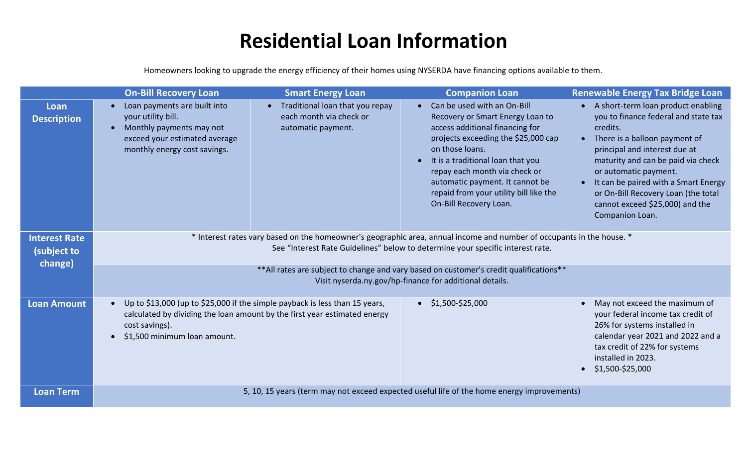# Residential Loan Information

Homeowners looking to upgrade the energy efficiency of their homes using NYSERDA have financing options available to them.

| | On-Bill Recovery Loan | Smart Energy Loan | Companion Loan | Renewable Energy Tax Bridge Loan |
|---|---|---|---|---|
| **Loan Description** | • Loan payments are built into your utility bill.<br>• Monthly payments may not exceed your estimated average monthly energy cost savings. | • Traditional loan that you repay each month via check or automatic payment. | • Can be used with an On-Bill Recovery or Smart Energy Loan to access additional financing for projects exceeding the $25,000 cap on those loans.<br>• It is a traditional loan that you repay each month via check or automatic payment. It cannot be repaid from your utility bill like the On-Bill Recovery Loan. | • A short-term loan product enabling you to finance federal and state tax credits.<br>• There is a balloon payment of principal and interest due at maturity and can be paid via check or automatic payment.<br>• It can be paired with a Smart Energy or On-Bill Recovery Loan (the total cannot exceed $25,000) and the Companion Loan. |
| **Interest Rate (subject to change)** | * Interest rates vary based on the homeowner's geographic area, annual income and number of occupants in the house. * See "Interest Rate Guidelines" below to determine your specific interest rate.<br><br>**All rates are subject to change and vary based on customer's credit qualifications** Visit nyserda.ny.gov/hp-finance for additional details. | | | |
| **Loan Amount** | • Up to $13,000 (up to $25,000 if the simple payback is less than 15 years, calculated by dividing the loan amount by the first year estimated energy cost savings).<br>• $1,500 minimum loan amount. | | • $1,500-$25,000 | • May not exceed the maximum of your federal income tax credit of 26% for systems installed in calendar year 2021 and 2022 and a tax credit of 22% for systems installed in 2023.<br>• $1,500-$25,000 |
| **Loan Term** | 5, 10, 15 years (term may not exceed expected useful life of the home energy improvements) | | | |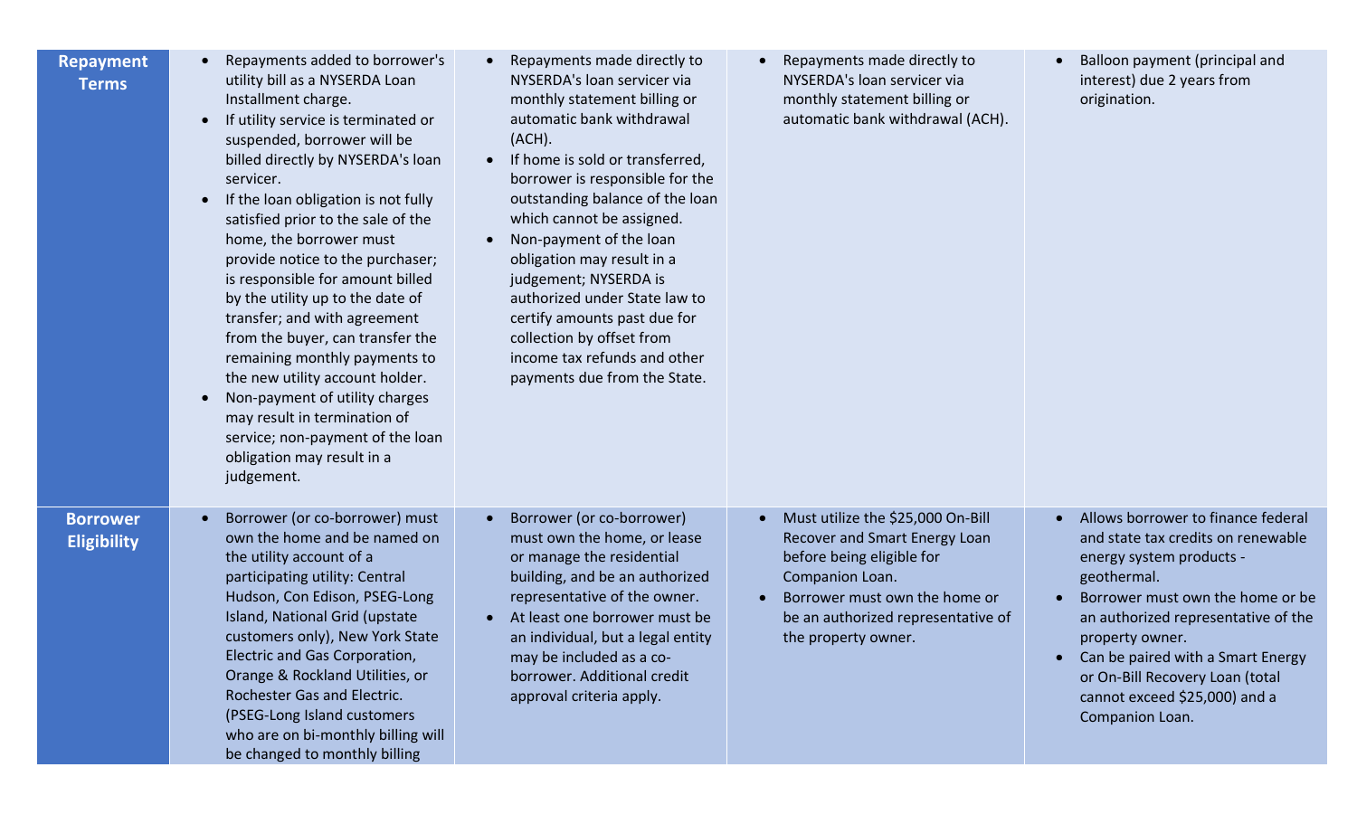| | | | | |
|---|---|---|---|---|
| **Repayment Terms** | • Repayments added to borrower's utility bill as a NYSERDA Loan Installment charge.<br>• If utility service is terminated or suspended, borrower will be billed directly by NYSERDA's loan servicer.<br>• If the loan obligation is not fully satisfied prior to the sale of the home, the borrower must provide notice to the purchaser; is responsible for amount billed by the utility up to the date of transfer; and with agreement from the buyer, can transfer the remaining monthly payments to the new utility account holder.<br>• Non-payment of utility charges may result in termination of service; non-payment of the loan obligation may result in a judgement. | • Repayments made directly to NYSERDA's loan servicer via monthly statement billing or automatic bank withdrawal (ACH).<br>• If home is sold or transferred, borrower is responsible for the outstanding balance of the loan which cannot be assigned.<br>• Non-payment of the loan obligation may result in a judgement; NYSERDA is authorized under State law to certify amounts past due for collection by offset from income tax refunds and other payments due from the State. | • Repayments made directly to NYSERDA's loan servicer via monthly statement billing or automatic bank withdrawal (ACH). | • Balloon payment (principal and interest) due 2 years from origination. |
| **Borrower Eligibility** | • Borrower (or co-borrower) must own the home and be named on the utility account of a participating utility: Central Hudson, Con Edison, PSEG-Long Island, National Grid (upstate customers only), New York State Electric and Gas Corporation, Orange & Rockland Utilities, or Rochester Gas and Electric. (PSEG-Long Island customers who are on bi-monthly billing will be changed to monthly billing | • Borrower (or co-borrower) must own the home, or lease or manage the residential building, and be an authorized representative of the owner.<br>• At least one borrower must be an individual, but a legal entity may be included as a co-borrower. Additional credit approval criteria apply. | • Must utilize the $25,000 On-Bill Recover and Smart Energy Loan before being eligible for Companion Loan.<br>• Borrower must own the home or be an authorized representative of the property owner. | • Allows borrower to finance federal and state tax credits on renewable energy system products - geothermal.<br>• Borrower must own the home or be an authorized representative of the property owner.<br>• Can be paired with a Smart Energy or On-Bill Recovery Loan (total cannot exceed $25,000) and a Companion Loan. |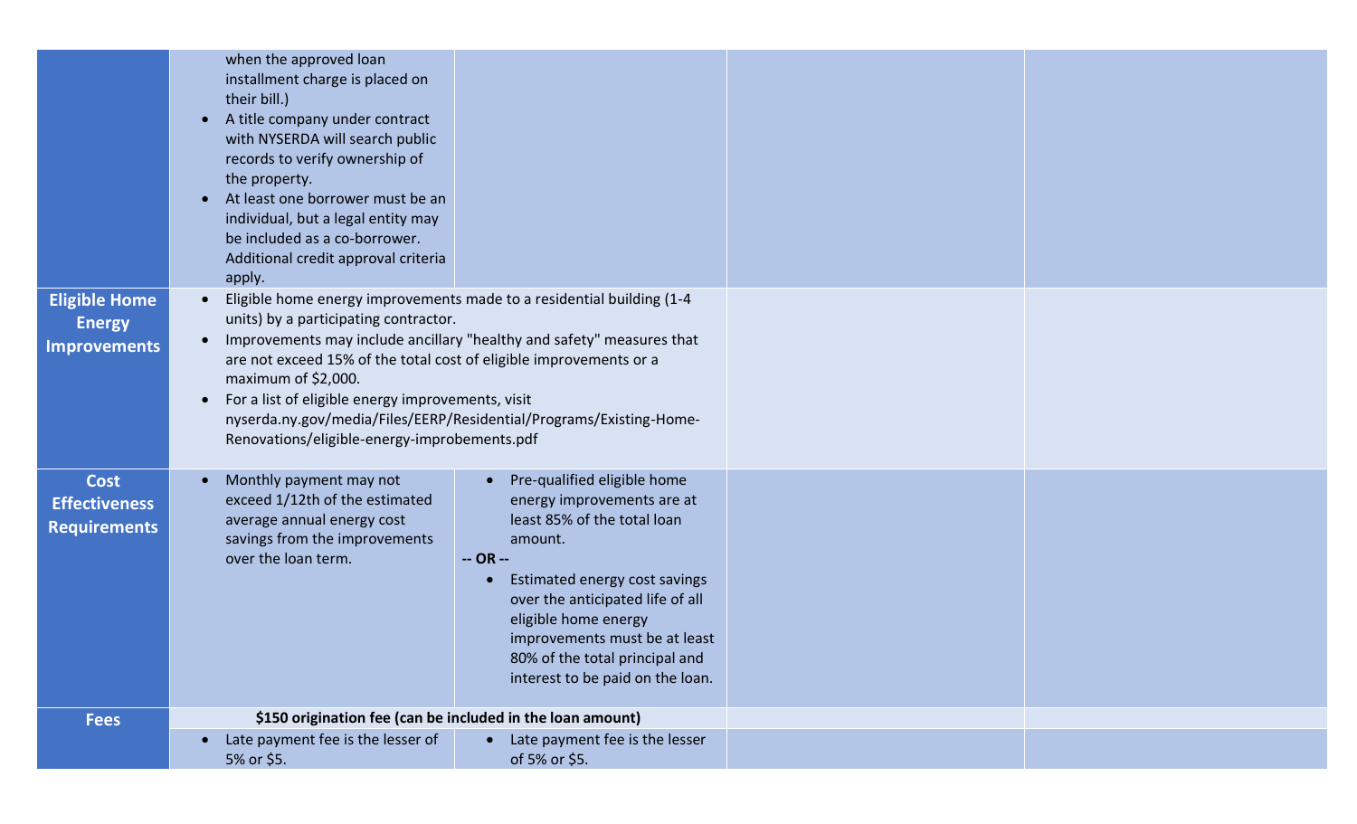| | | | | |
|---|---|---|---|---|
| | when the approved loan installment charge is placed on their bill.)<br>• A title company under contract with NYSERDA will search public records to verify ownership of the property.<br>• At least one borrower must be an individual, but a legal entity may be included as a co-borrower. Additional credit approval criteria apply. | | | |
| **Eligible Home Energy Improvements** | • Eligible home energy improvements made to a residential building (1-4 units) by a participating contractor.<br>• Improvements may include ancillary "healthy and safety" measures that are not exceed 15% of the total cost of eligible improvements or a maximum of $2,000.<br>• For a list of eligible energy improvements, visit nyserda.ny.gov/media/Files/EERP/Residential/Programs/Existing-Home-Renovations/eligible-energy-improbements.pdf | | | |
| **Cost Effectiveness Requirements** | • Monthly payment may not exceed 1/12th of the estimated average annual energy cost savings from the improvements over the loan term. | • Pre-qualified eligible home energy improvements are at least 85% of the total loan amount.<br>**-- OR --**<br>• Estimated energy cost savings over the anticipated life of all eligible home energy improvements must be at least 80% of the total principal and interest to be paid on the loan. | | |
| **Fees** | **$150 origination fee (can be included in the loan amount)** | | | |
| | • Late payment fee is the lesser of 5% or $5. | • Late payment fee is the lesser of 5% or $5. | | |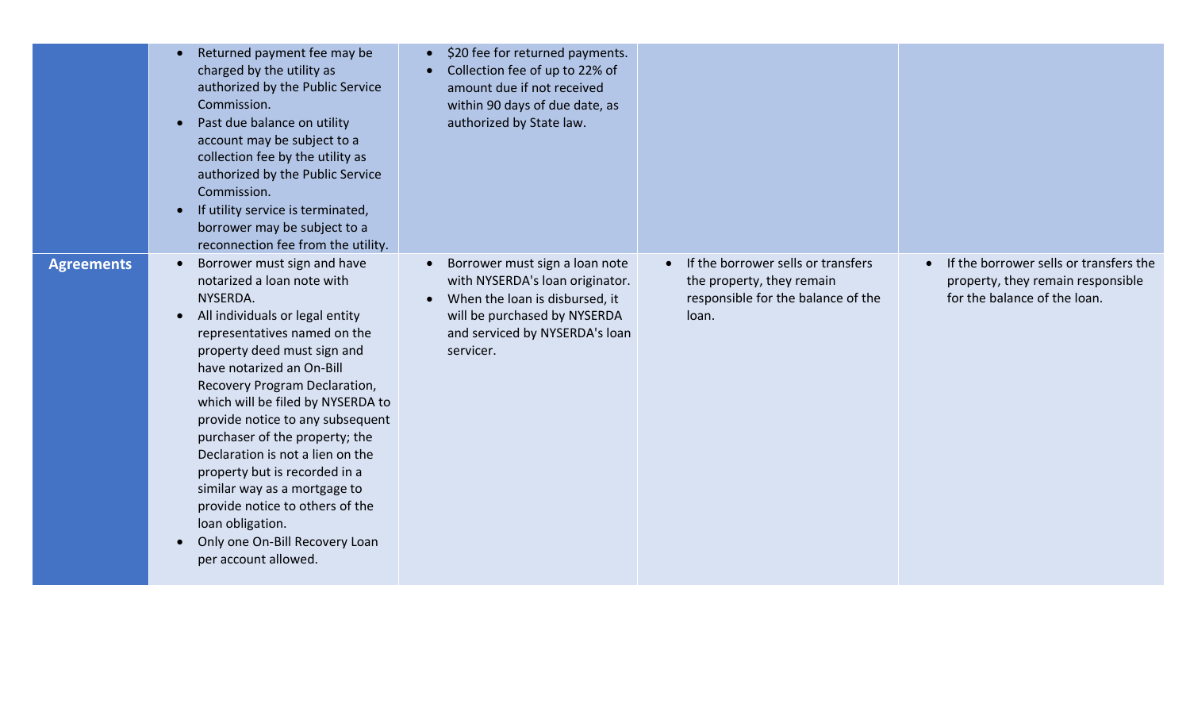| | | | | |
|---|---|---|---|---|
| | • Returned payment fee may be charged by the utility as authorized by the Public Service Commission.<br>• Past due balance on utility account may be subject to a collection fee by the utility as authorized by the Public Service Commission.<br>• If utility service is terminated, borrower may be subject to a reconnection fee from the utility. | • $20 fee for returned payments.<br>• Collection fee of up to 22% of amount due if not received within 90 days of due date, as authorized by State law. | | |
| **Agreements** | • Borrower must sign and have notarized a loan note with NYSERDA.<br>• All individuals or legal entity representatives named on the property deed must sign and have notarized an On-Bill Recovery Program Declaration, which will be filed by NYSERDA to provide notice to any subsequent purchaser of the property; the Declaration is not a lien on the property but is recorded in a similar way as a mortgage to provide notice to others of the loan obligation.<br>• Only one On-Bill Recovery Loan per account allowed. | • Borrower must sign a loan note with NYSERDA's loan originator.<br>• When the loan is disbursed, it will be purchased by NYSERDA and serviced by NYSERDA's loan servicer. | • If the borrower sells or transfers the property, they remain responsible for the balance of the loan. | • If the borrower sells or transfers the property, they remain responsible for the balance of the loan. |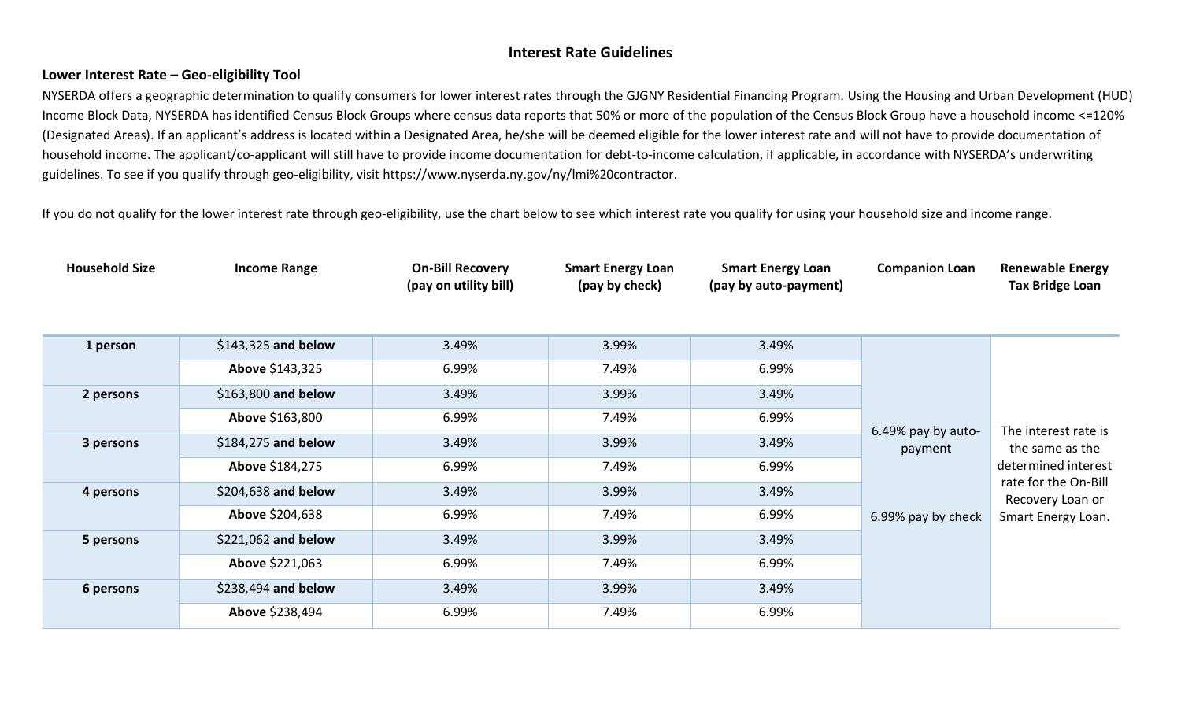## Interest Rate Guidelines

### Lower Interest Rate – Geo-eligibility Tool

NYSERDA offers a geographic determination to qualify consumers for lower interest rates through the GJGNY Residential Financing Program. Using the Housing and Urban Development (HUD) Income Block Data, NYSERDA has identified Census Block Groups where census data reports that 50% or more of the population of the Census Block Group have a household income <=120% (Designated Areas). If an applicant's address is located within a Designated Area, he/she will be deemed eligible for the lower interest rate and will not have to provide documentation of household income. The applicant/co-applicant will still have to provide income documentation for debt-to-income calculation, if applicable, in accordance with NYSERDA's underwriting guidelines. To see if you qualify through geo-eligibility, visit https://www.nyserda.ny.gov/ny/lmi%20contractor.

If you do not qualify for the lower interest rate through geo-eligibility, use the chart below to see which interest rate you qualify for using your household size and income range.

| Household Size | Income Range | On-Bill Recovery (pay on utility bill) | Smart Energy Loan (pay by check) | Smart Energy Loan (pay by auto-payment) | Companion Loan | Renewable Energy Tax Bridge Loan |
|---|---|---|---|---|---|---|
| **1 person** | $143,325 **and below** | 3.49% | 3.99% | 3.49% | 6.49% pay by auto-payment<br><br>6.99% pay by check | The interest rate is the same as the determined interest rate for the On-Bill Recovery Loan or Smart Energy Loan. |
| | **Above** $143,325 | 6.99% | 7.49% | 6.99% | | |
| **2 persons** | $163,800 **and below** | 3.49% | 3.99% | 3.49% | | |
| | **Above** $163,800 | 6.99% | 7.49% | 6.99% | | |
| **3 persons** | $184,275 **and below** | 3.49% | 3.99% | 3.49% | | |
| | **Above** $184,275 | 6.99% | 7.49% | 6.99% | | |
| **4 persons** | $204,638 **and below** | 3.49% | 3.99% | 3.49% | | |
| | **Above** $204,638 | 6.99% | 7.49% | 6.99% | | |
| **5 persons** | $221,062 **and below** | 3.49% | 3.99% | 3.49% | | |
| | **Above** $221,063 | 6.99% | 7.49% | 6.99% | | |
| **6 persons** | $238,494 **and below** | 3.49% | 3.99% | 3.49% | | |
| | **Above** $238,494 | 6.99% | 7.49% | 6.99% | | |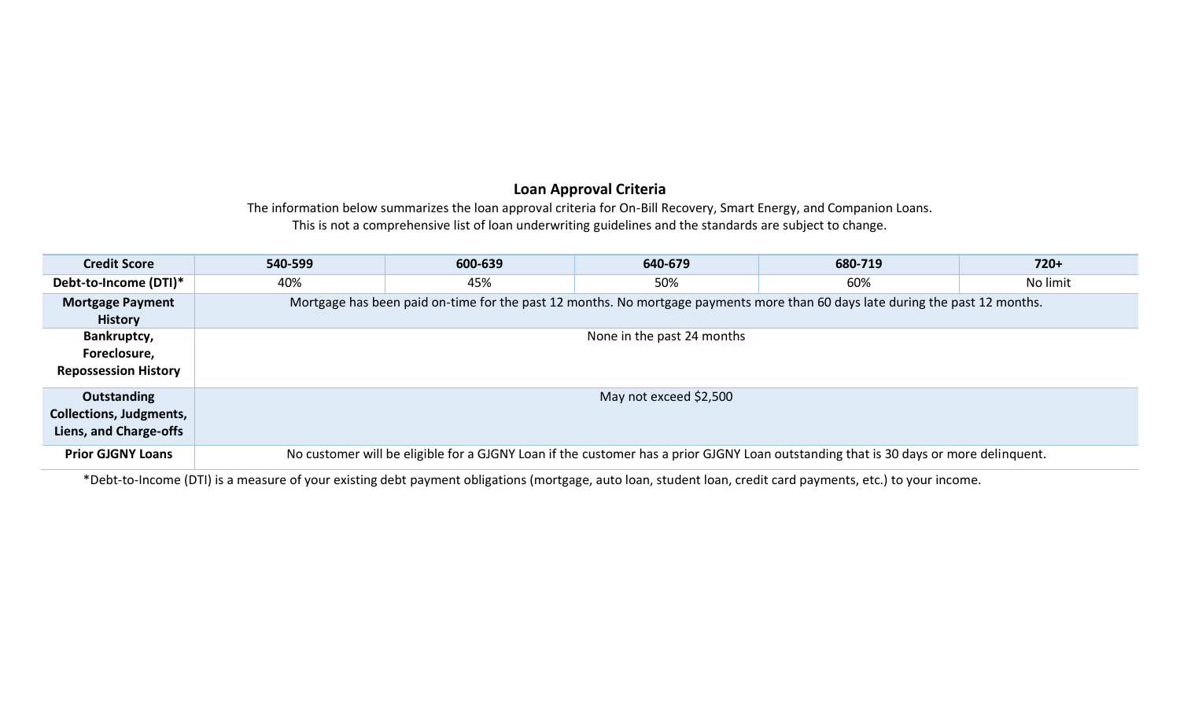## Loan Approval Criteria

The information below summarizes the loan approval criteria for On-Bill Recovery, Smart Energy, and Companion Loans.
This is not a comprehensive list of loan underwriting guidelines and the standards are subject to change.

| **Credit Score** | **540-599** | **600-639** | **640-679** | **680-719** | **720+** |
|---|---|---|---|---|---|
| **Debt-to-Income (DTI)*** | 40% | 45% | 50% | 60% | No limit |
| **Mortgage Payment History** | Mortgage has been paid on-time for the past 12 months. No mortgage payments more than 60 days late during the past 12 months. | | | | |
| **Bankruptcy, Foreclosure, Repossession History** | None in the past 24 months | | | | |
| **Outstanding Collections, Judgments, Liens, and Charge-offs** | May not exceed $2,500 | | | | |
| **Prior GJGNY Loans** | No customer will be eligible for a GJGNY Loan if the customer has a prior GJGNY Loan outstanding that is 30 days or more delinquent. | | | | |

*Debt-to-Income (DTI) is a measure of your existing debt payment obligations (mortgage, auto loan, student loan, credit card payments, etc.) to your income.